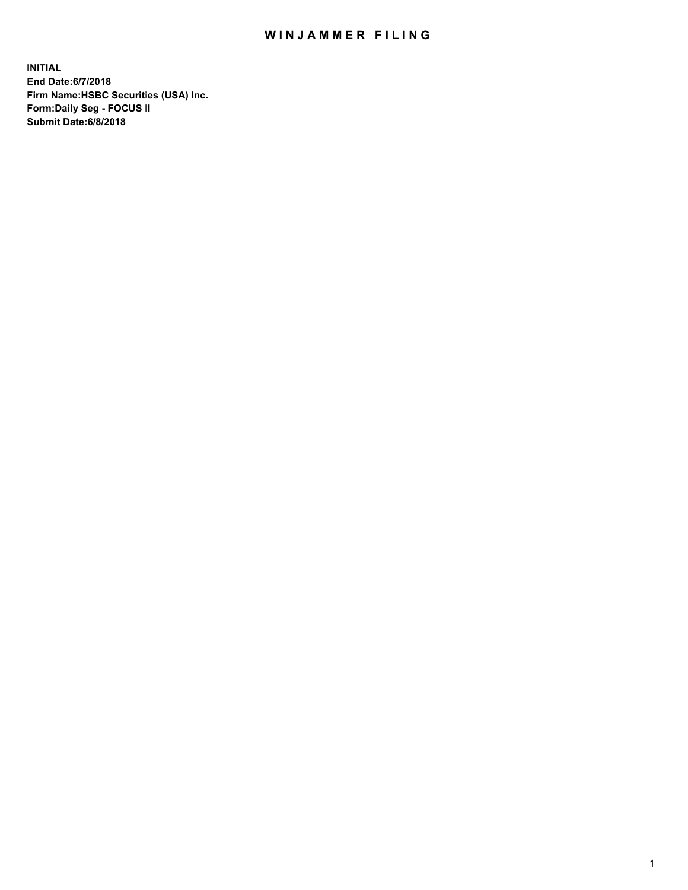# WINJAMMER FILING

**INITIAL**
**End Date:6/7/2018**
**Firm Name:HSBC Securities (USA) Inc.**
**Form:Daily Seg - FOCUS II**
**Submit Date:6/8/2018**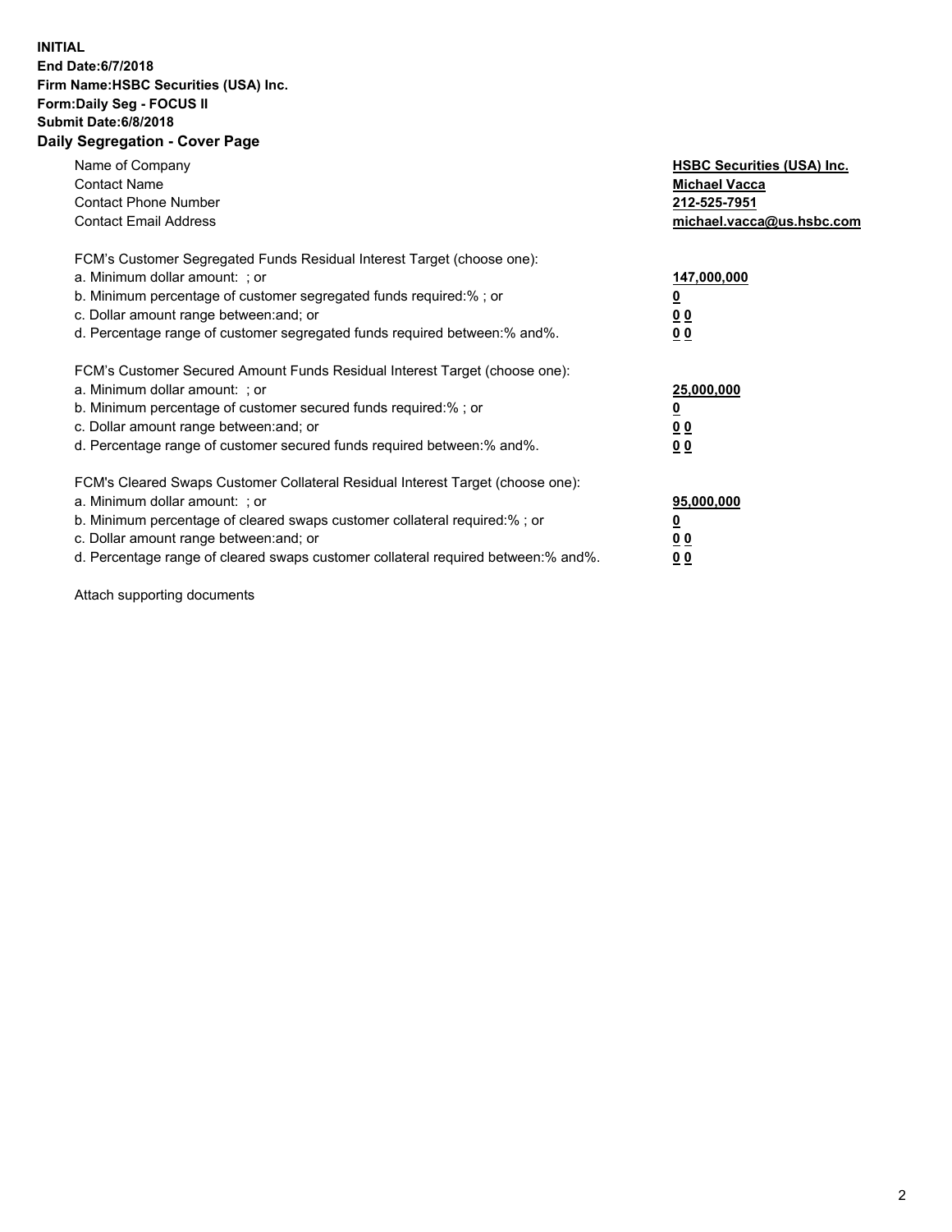**INITIAL**
**End Date:6/7/2018**
**Firm Name:HSBC Securities (USA) Inc.**
**Form:Daily Seg - FOCUS II**
**Submit Date:6/8/2018**

## Daily Segregation - Cover Page

| | |
|---|---|
| Name of Company | **HSBC Securities (USA) Inc.** |
| Contact Name | **Michael Vacca** |
| Contact Phone Number | **212-525-7951** |
| Contact Email Address | **michael.vacca@us.hsbc.com** |

FCM's Customer Segregated Funds Residual Interest Target (choose one):

| | |
|---|---|
| a. Minimum dollar amount: ; or | **147,000,000** |
| b. Minimum percentage of customer segregated funds required:% ; or | **0** |
| c. Dollar amount range between:and; or | **0 0** |
| d. Percentage range of customer segregated funds required between:% and%. | **0 0** |

FCM's Customer Secured Amount Funds Residual Interest Target (choose one):

| | |
|---|---|
| a. Minimum dollar amount: ; or | **25,000,000** |
| b. Minimum percentage of customer secured funds required:% ; or | **0** |
| c. Dollar amount range between:and; or | **0 0** |
| d. Percentage range of customer secured funds required between:% and%. | **0 0** |

FCM's Cleared Swaps Customer Collateral Residual Interest Target (choose one):

| | |
|---|---|
| a. Minimum dollar amount: ; or | **95,000,000** |
| b. Minimum percentage of cleared swaps customer collateral required:% ; or | **0** |
| c. Dollar amount range between:and; or | **0 0** |
| d. Percentage range of cleared swaps customer collateral required between:% and%. | **0 0** |

Attach supporting documents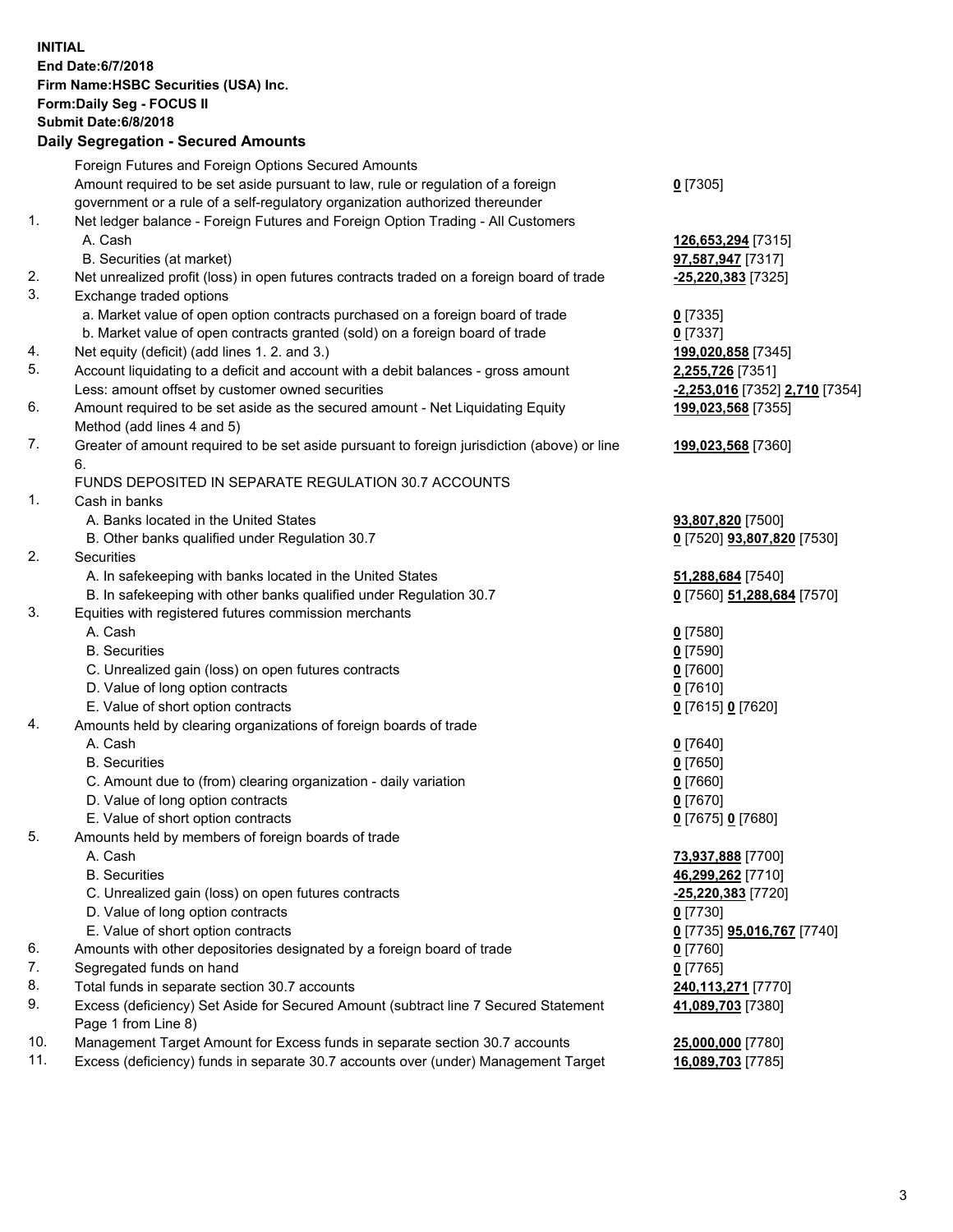**INITIAL**
**End Date:6/7/2018**
**Firm Name:HSBC Securities (USA) Inc.**
**Form:Daily Seg - FOCUS II**
**Submit Date:6/8/2018**

**Daily Segregation - Secured Amounts**

| | | |
|---|---|---|
| | Foreign Futures and Foreign Options Secured Amounts | |
| | Amount required to be set aside pursuant to law, rule or regulation of a foreign government or a rule of a self-regulatory organization authorized thereunder | **0** [7305] |
| 1. | Net ledger balance - Foreign Futures and Foreign Option Trading - All Customers | |
| | A. Cash | **126,653,294** [7315] |
| | B. Securities (at market) | **97,587,947** [7317] |
| 2. | Net unrealized profit (loss) in open futures contracts traded on a foreign board of trade | **-25,220,383** [7325] |
| 3. | Exchange traded options | |
| | a. Market value of open option contracts purchased on a foreign board of trade | **0** [7335] |
| | b. Market value of open contracts granted (sold) on a foreign board of trade | **0** [7337] |
| 4. | Net equity (deficit) (add lines 1. 2. and 3.) | **199,020,858** [7345] |
| 5. | Account liquidating to a deficit and account with a debit balances - gross amount | **2,255,726** [7351] |
| | Less: amount offset by customer owned securities | **-2,253,016** [7352] **2,710** [7354] |
| 6. | Amount required to be set aside as the secured amount - Net Liquidating Equity Method (add lines 4 and 5) | **199,023,568** [7355] |
| 7. | Greater of amount required to be set aside pursuant to foreign jurisdiction (above) or line 6. | **199,023,568** [7360] |
| | FUNDS DEPOSITED IN SEPARATE REGULATION 30.7 ACCOUNTS | |
| 1. | Cash in banks | |
| | A. Banks located in the United States | **93,807,820** [7500] |
| | B. Other banks qualified under Regulation 30.7 | **0** [7520] **93,807,820** [7530] |
| 2. | Securities | |
| | A. In safekeeping with banks located in the United States | **51,288,684** [7540] |
| | B. In safekeeping with other banks qualified under Regulation 30.7 | **0** [7560] **51,288,684** [7570] |
| 3. | Equities with registered futures commission merchants | |
| | A. Cash | **0** [7580] |
| | B. Securities | **0** [7590] |
| | C. Unrealized gain (loss) on open futures contracts | **0** [7600] |
| | D. Value of long option contracts | **0** [7610] |
| | E. Value of short option contracts | **0** [7615] **0** [7620] |
| 4. | Amounts held by clearing organizations of foreign boards of trade | |
| | A. Cash | **0** [7640] |
| | B. Securities | **0** [7650] |
| | C. Amount due to (from) clearing organization - daily variation | **0** [7660] |
| | D. Value of long option contracts | **0** [7670] |
| | E. Value of short option contracts | **0** [7675] **0** [7680] |
| 5. | Amounts held by members of foreign boards of trade | |
| | A. Cash | **73,937,888** [7700] |
| | B. Securities | **46,299,262** [7710] |
| | C. Unrealized gain (loss) on open futures contracts | **-25,220,383** [7720] |
| | D. Value of long option contracts | **0** [7730] |
| | E. Value of short option contracts | **0** [7735] **95,016,767** [7740] |
| 6. | Amounts with other depositories designated by a foreign board of trade | **0** [7760] |
| 7. | Segregated funds on hand | **0** [7765] |
| 8. | Total funds in separate section 30.7 accounts | **240,113,271** [7770] |
| 9. | Excess (deficiency) Set Aside for Secured Amount (subtract line 7 Secured Statement Page 1 from Line 8) | **41,089,703** [7380] |
| 10. | Management Target Amount for Excess funds in separate section 30.7 accounts | **25,000,000** [7780] |
| 11. | Excess (deficiency) funds in separate 30.7 accounts over (under) Management Target | **16,089,703** [7785] |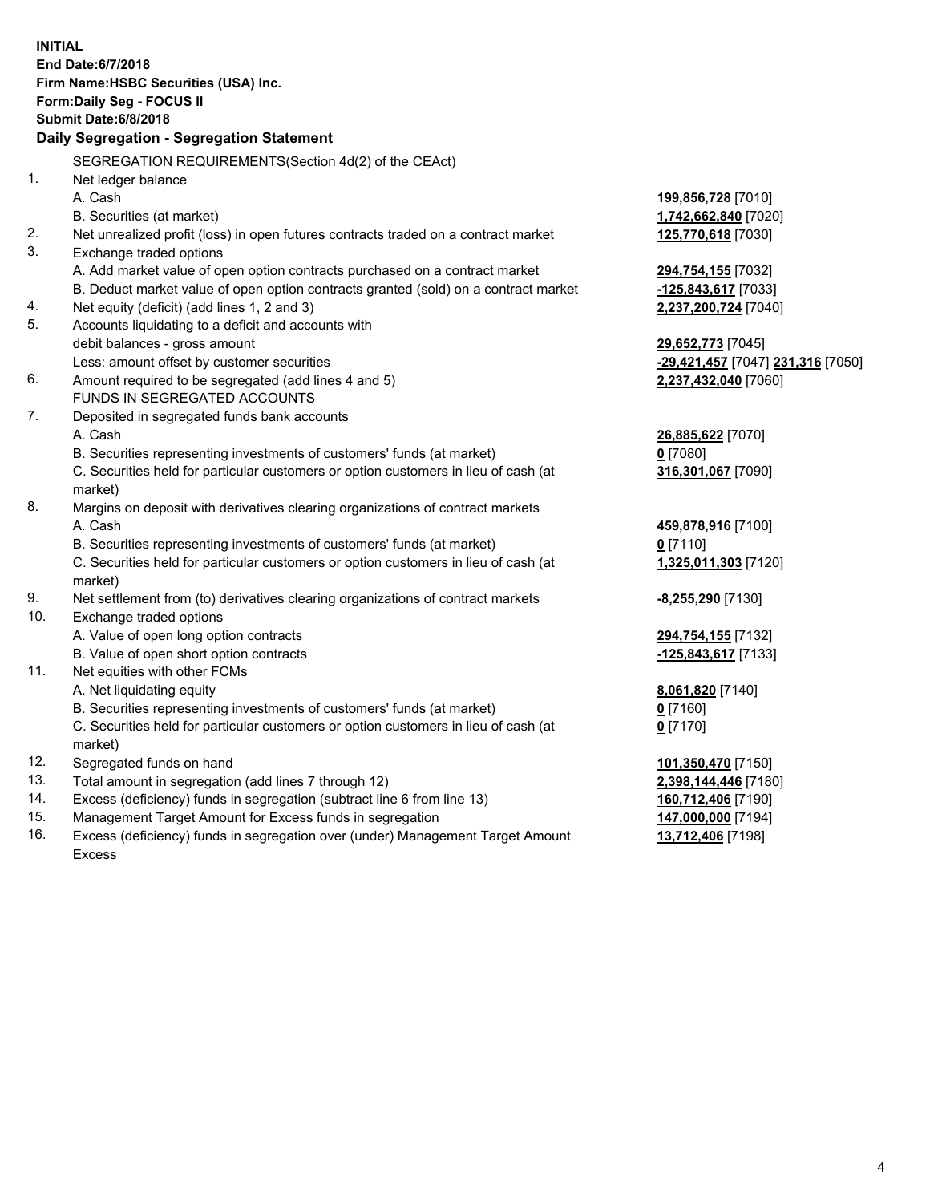**INITIAL**
**End Date:6/7/2018**
**Firm Name:HSBC Securities (USA) Inc.**
**Form:Daily Seg - FOCUS II**
**Submit Date:6/8/2018**

**Daily Segregation - Segregation Statement**

SEGREGATION REQUIREMENTS(Section 4d(2) of the CEAct)

| | | |
|---|---|---|
| 1. | Net ledger balance | |
| | A. Cash | **199,856,728** [7010] |
| | B. Securities (at market) | **1,742,662,840** [7020] |
| 2. | Net unrealized profit (loss) in open futures contracts traded on a contract market | **125,770,618** [7030] |
| 3. | Exchange traded options | |
| | A. Add market value of open option contracts purchased on a contract market | **294,754,155** [7032] |
| | B. Deduct market value of open option contracts granted (sold) on a contract market | **-125,843,617** [7033] |
| 4. | Net equity (deficit) (add lines 1, 2 and 3) | **2,237,200,724** [7040] |
| 5. | Accounts liquidating to a deficit and accounts with debit balances - gross amount | **29,652,773** [7045] |
| | Less: amount offset by customer securities | **-29,421,457** [7047] **231,316** [7050] |
| 6. | Amount required to be segregated (add lines 4 and 5) | **2,237,432,040** [7060] |
| | FUNDS IN SEGREGATED ACCOUNTS | |
| 7. | Deposited in segregated funds bank accounts | |
| | A. Cash | **26,885,622** [7070] |
| | B. Securities representing investments of customers' funds (at market) | **0** [7080] |
| | C. Securities held for particular customers or option customers in lieu of cash (at market) | **316,301,067** [7090] |
| 8. | Margins on deposit with derivatives clearing organizations of contract markets | |
| | A. Cash | **459,878,916** [7100] |
| | B. Securities representing investments of customers' funds (at market) | **0** [7110] |
| | C. Securities held for particular customers or option customers in lieu of cash (at market) | **1,325,011,303** [7120] |
| 9. | Net settlement from (to) derivatives clearing organizations of contract markets | **-8,255,290** [7130] |
| 10. | Exchange traded options | |
| | A. Value of open long option contracts | **294,754,155** [7132] |
| | B. Value of open short option contracts | **-125,843,617** [7133] |
| 11. | Net equities with other FCMs | |
| | A. Net liquidating equity | **8,061,820** [7140] |
| | B. Securities representing investments of customers' funds (at market) | **0** [7160] |
| | C. Securities held for particular customers or option customers in lieu of cash (at market) | **0** [7170] |
| 12. | Segregated funds on hand | **101,350,470** [7150] |
| 13. | Total amount in segregation (add lines 7 through 12) | **2,398,144,446** [7180] |
| 14. | Excess (deficiency) funds in segregation (subtract line 6 from line 13) | **160,712,406** [7190] |
| 15. | Management Target Amount for Excess funds in segregation | **147,000,000** [7194] |
| 16. | Excess (deficiency) funds in segregation over (under) Management Target Amount Excess | **13,712,406** [7198] |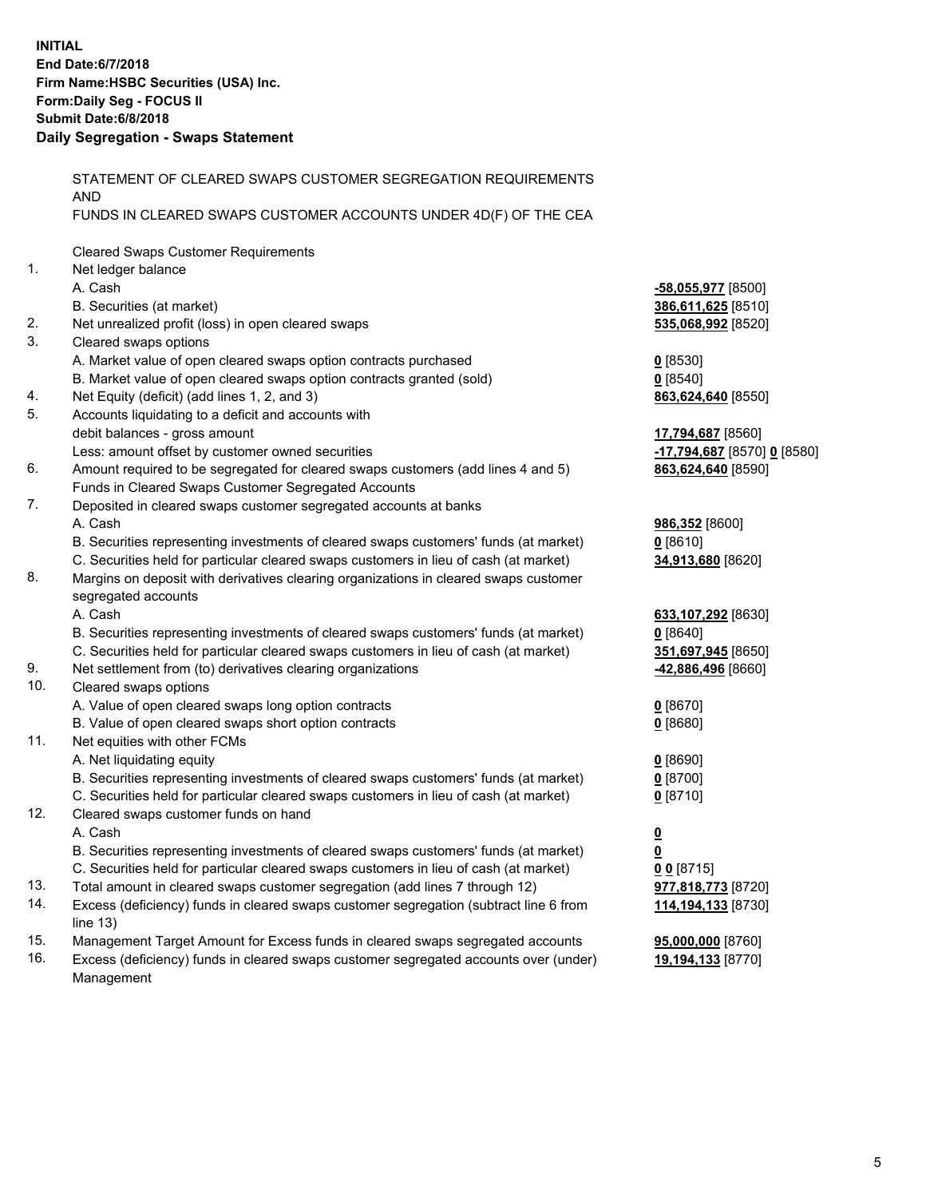**INITIAL**
**End Date:6/7/2018**
**Firm Name:HSBC Securities (USA) Inc.**
**Form:Daily Seg - FOCUS II**
**Submit Date:6/8/2018**
**Daily Segregation - Swaps Statement**

STATEMENT OF CLEARED SWAPS CUSTOMER SEGREGATION REQUIREMENTS AND FUNDS IN CLEARED SWAPS CUSTOMER ACCOUNTS UNDER 4D(F) OF THE CEA

| | | |
|---|---|---|
| | Cleared Swaps Customer Requirements | |
| 1. | Net ledger balance | |
| | A. Cash | **-58,055,977** [8500] |
| | B. Securities (at market) | **386,611,625** [8510] |
| 2. | Net unrealized profit (loss) in open cleared swaps | **535,068,992** [8520] |
| 3. | Cleared swaps options | |
| | A. Market value of open cleared swaps option contracts purchased | **0** [8530] |
| | B. Market value of open cleared swaps option contracts granted (sold) | **0** [8540] |
| 4. | Net Equity (deficit) (add lines 1, 2, and 3) | **863,624,640** [8550] |
| 5. | Accounts liquidating to a deficit and accounts with | |
| | debit balances - gross amount | **17,794,687** [8560] |
| | Less: amount offset by customer owned securities | **-17,794,687** [8570] **0** [8580] |
| 6. | Amount required to be segregated for cleared swaps customers (add lines 4 and 5) | **863,624,640** [8590] |
| | Funds in Cleared Swaps Customer Segregated Accounts | |
| 7. | Deposited in cleared swaps customer segregated accounts at banks | |
| | A. Cash | **986,352** [8600] |
| | B. Securities representing investments of cleared swaps customers' funds (at market) | **0** [8610] |
| | C. Securities held for particular cleared swaps customers in lieu of cash (at market) | **34,913,680** [8620] |
| 8. | Margins on deposit with derivatives clearing organizations in cleared swaps customer segregated accounts | |
| | A. Cash | **633,107,292** [8630] |
| | B. Securities representing investments of cleared swaps customers' funds (at market) | **0** [8640] |
| | C. Securities held for particular cleared swaps customers in lieu of cash (at market) | **351,697,945** [8650] |
| 9. | Net settlement from (to) derivatives clearing organizations | **-42,886,496** [8660] |
| 10. | Cleared swaps options | |
| | A. Value of open cleared swaps long option contracts | **0** [8670] |
| | B. Value of open cleared swaps short option contracts | **0** [8680] |
| 11. | Net equities with other FCMs | |
| | A. Net liquidating equity | **0** [8690] |
| | B. Securities representing investments of cleared swaps customers' funds (at market) | **0** [8700] |
| | C. Securities held for particular cleared swaps customers in lieu of cash (at market) | **0** [8710] |
| 12. | Cleared swaps customer funds on hand | |
| | A. Cash | **0** |
| | B. Securities representing investments of cleared swaps customers' funds (at market) | **0** |
| | C. Securities held for particular cleared swaps customers in lieu of cash (at market) | **0** **0** [8715] |
| 13. | Total amount in cleared swaps customer segregation (add lines 7 through 12) | **977,818,773** [8720] |
| 14. | Excess (deficiency) funds in cleared swaps customer segregation (subtract line 6 from line 13) | **114,194,133** [8730] |
| 15. | Management Target Amount for Excess funds in cleared swaps segregated accounts | **95,000,000** [8760] |
| 16. | Excess (deficiency) funds in cleared swaps customer segregated accounts over (under) Management | **19,194,133** [8770] |